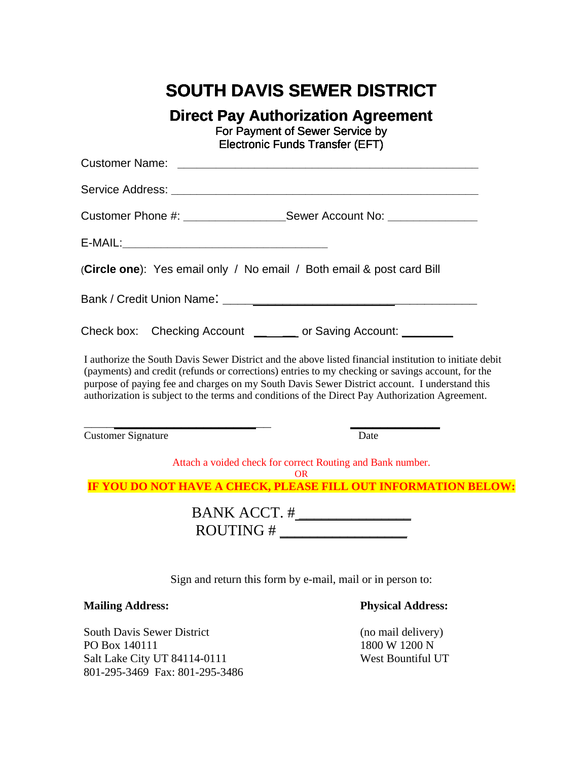# SOUTH DAVIS SEWER DISTRICT

## Direct Pay Authorization Agreement

For Payment of Sewer Service by
Electronic Funds Transfer (EFT)

Customer Name: ______________________________________________

Service Address: ______________________________________________

Customer Phone #: ________________ Sewer Account No: ______________

E-MAIL: ________________________________

(**Circle one**): Yes email only / No email / Both email & post card Bill

Bank / Credit Union Name: ________________________________________

Check box: Checking Account ______ or Saving Account: ________

I authorize the South Davis Sewer District and the above listed financial institution to initiate debit (payments) and credit (refunds or corrections) entries to my checking or savings account, for the purpose of paying fee and charges on my South Davis Sewer District account. I understand this authorization is subject to the terms and conditions of the Direct Pay Authorization Agreement.

______________________________ ______________

Customer Signature Date

Attach a voided check for correct Routing and Bank number.

OR

**IF YOU DO NOT HAVE A CHECK, PLEASE FILL OUT INFORMATION BELOW:**

BANK ACCT. # ______________

ROUTING # ________________

Sign and return this form by e-mail, mail or in person to:

**Mailing Address:**

South Davis Sewer District
PO Box 140111
Salt Lake City UT 84114-0111
801-295-3469 Fax: 801-295-3486

**Physical Address:**

(no mail delivery)
1800 W 1200 N
West Bountiful UT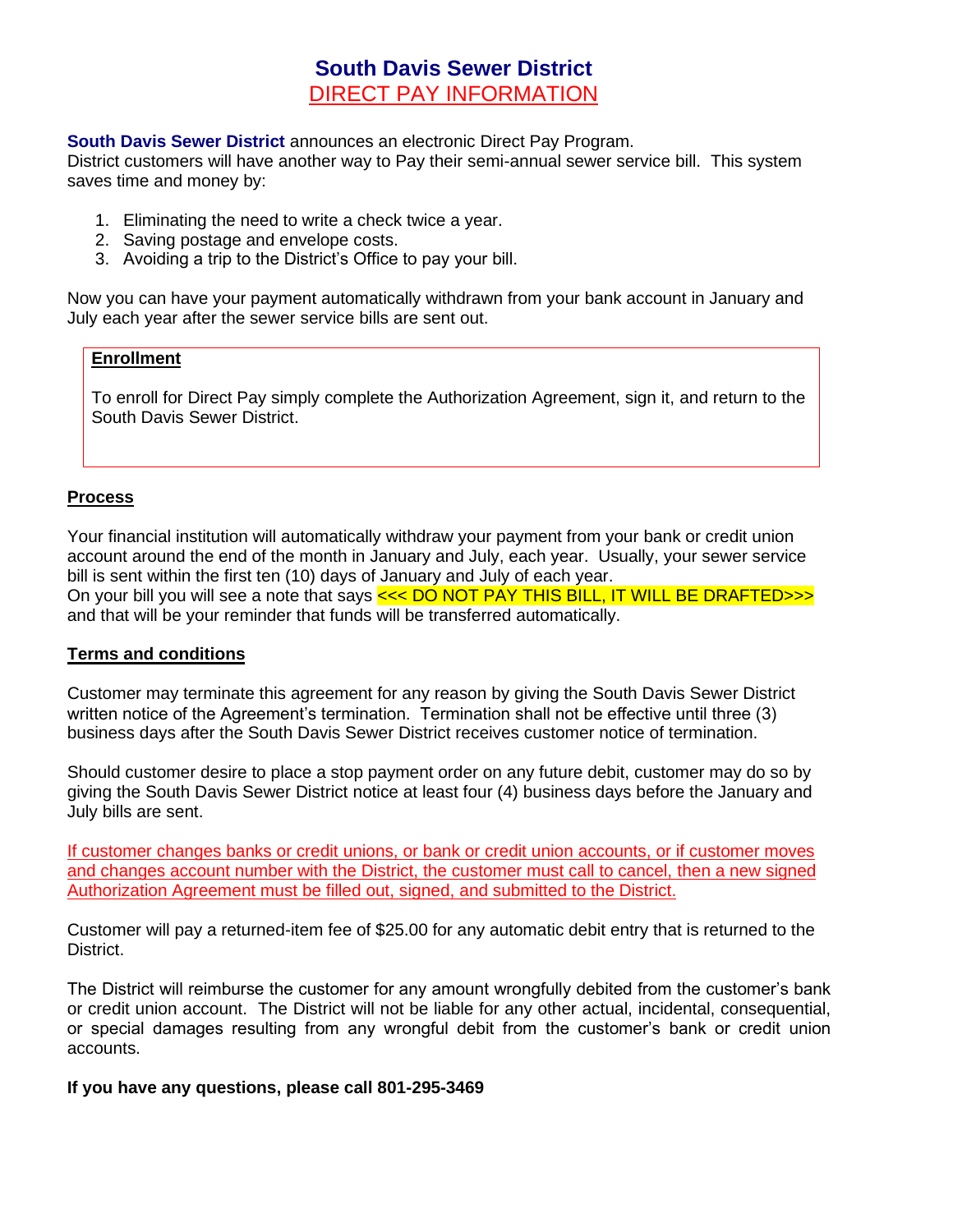# South Davis Sewer District

## DIRECT PAY INFORMATION

**South Davis Sewer District** announces an electronic Direct Pay Program.
District customers will have another way to Pay their semi-annual sewer service bill. This system saves time and money by:

1. Eliminating the need to write a check twice a year.
2. Saving postage and envelope costs.
3. Avoiding a trip to the District's Office to pay your bill.

Now you can have your payment automatically withdrawn from your bank account in January and July each year after the sewer service bills are sent out.

**Enrollment**

To enroll for Direct Pay simply complete the Authorization Agreement, sign it, and return to the South Davis Sewer District.

**Process**

Your financial institution will automatically withdraw your payment from your bank or credit union account around the end of the month in January and July, each year. Usually, your sewer service bill is sent within the first ten (10) days of January and July of each year.
On your bill you will see a note that says <<< DO NOT PAY THIS BILL, IT WILL BE DRAFTED>>> and that will be your reminder that funds will be transferred automatically.

**Terms and conditions**

Customer may terminate this agreement for any reason by giving the South Davis Sewer District written notice of the Agreement's termination. Termination shall not be effective until three (3) business days after the South Davis Sewer District receives customer notice of termination.

Should customer desire to place a stop payment order on any future debit, customer may do so by giving the South Davis Sewer District notice at least four (4) business days before the January and July bills are sent.

If customer changes banks or credit unions, or bank or credit union accounts, or if customer moves and changes account number with the District, the customer must call to cancel, then a new signed Authorization Agreement must be filled out, signed, and submitted to the District.

Customer will pay a returned-item fee of $25.00 for any automatic debit entry that is returned to the District.

The District will reimburse the customer for any amount wrongfully debited from the customer's bank or credit union account. The District will not be liable for any other actual, incidental, consequential, or special damages resulting from any wrongful debit from the customer's bank or credit union accounts.

**If you have any questions, please call 801-295-3469**